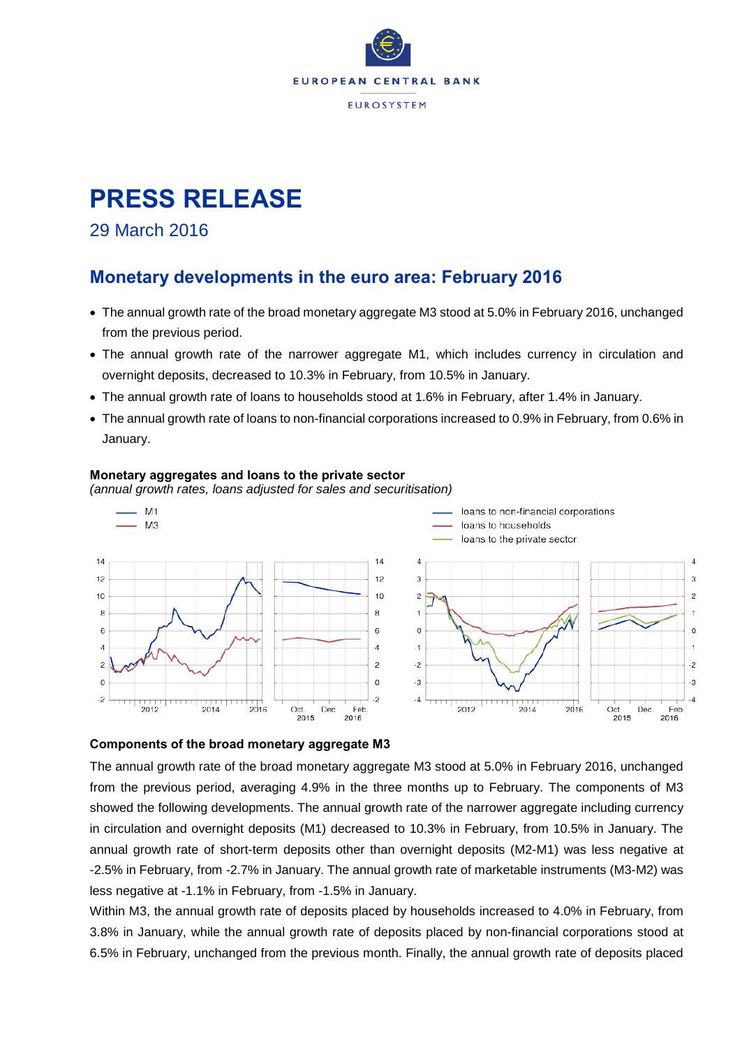# PRESS RELEASE

29 March 2016

## Monetary developments in the euro area: February 2016

- The annual growth rate of the broad monetary aggregate M3 stood at 5.0% in February 2016, unchanged from the previous period.
- The annual growth rate of the narrower aggregate M1, which includes currency in circulation and overnight deposits, decreased to 10.3% in February, from 10.5% in January.
- The annual growth rate of loans to households stood at 1.6% in February, after 1.4% in January.
- The annual growth rate of loans to non-financial corporations increased to 0.9% in February, from 0.6% in January.

**Monetary aggregates and loans to the private sector**
*(annual growth rates, loans adjusted for sales and securitisation)*

### Components of the broad monetary aggregate M3

The annual growth rate of the broad monetary aggregate M3 stood at 5.0% in February 2016, unchanged from the previous period, averaging 4.9% in the three months up to February. The components of M3 showed the following developments. The annual growth rate of the narrower aggregate including currency in circulation and overnight deposits (M1) decreased to 10.3% in February, from 10.5% in January. The annual growth rate of short-term deposits other than overnight deposits (M2-M1) was less negative at -2.5% in February, from -2.7% in January. The annual growth rate of marketable instruments (M3-M2) was less negative at -1.1% in February, from -1.5% in January.

Within M3, the annual growth rate of deposits placed by households increased to 4.0% in February, from 3.8% in January, while the annual growth rate of deposits placed by non-financial corporations stood at 6.5% in February, unchanged from the previous month. Finally, the annual growth rate of deposits placed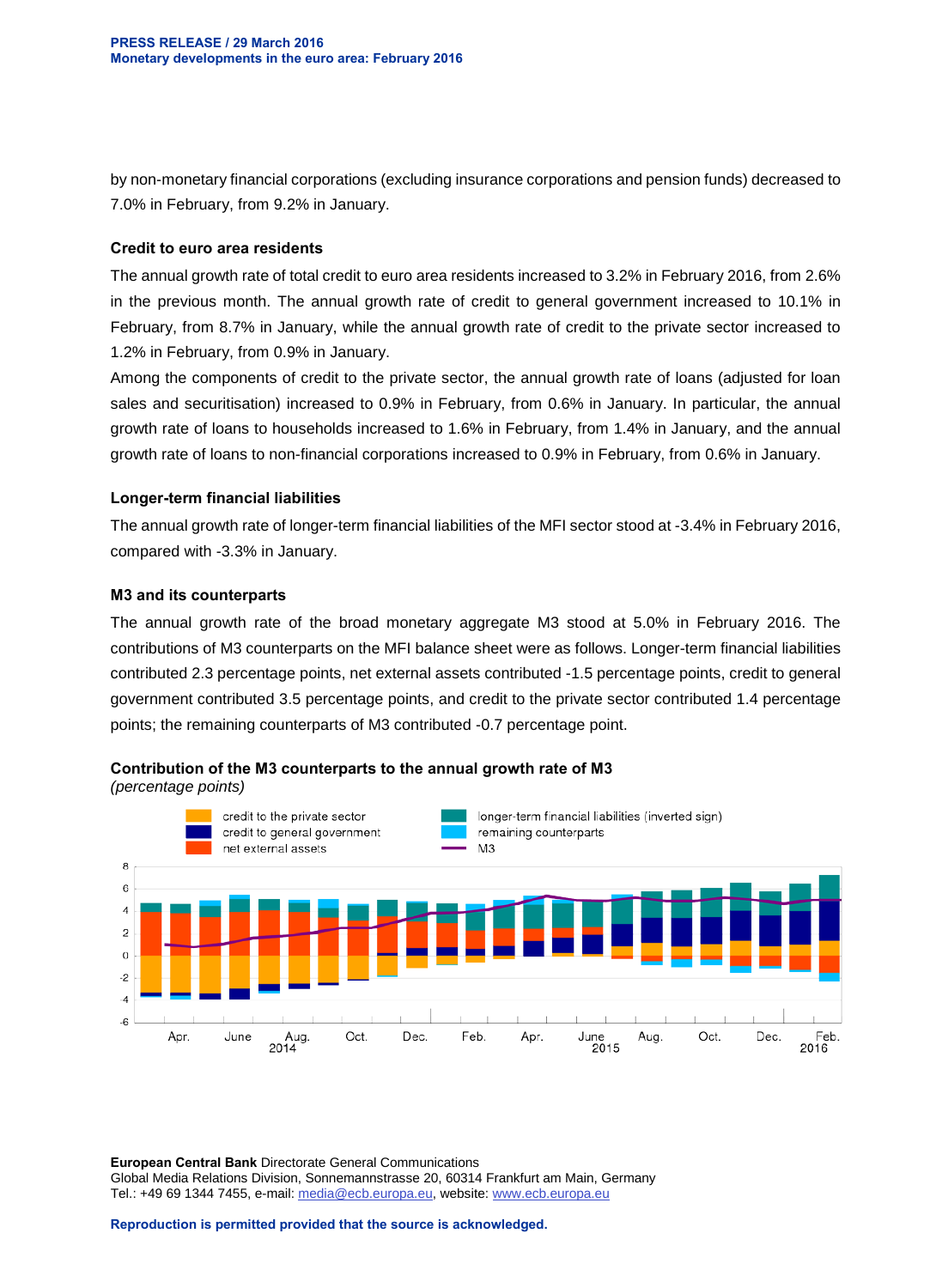by non-monetary financial corporations (excluding insurance corporations and pension funds) decreased to 7.0% in February, from 9.2% in January.

### Credit to euro area residents

The annual growth rate of total credit to euro area residents increased to 3.2% in February 2016, from 2.6% in the previous month. The annual growth rate of credit to general government increased to 10.1% in February, from 8.7% in January, while the annual growth rate of credit to the private sector increased to 1.2% in February, from 0.9% in January.

Among the components of credit to the private sector, the annual growth rate of loans (adjusted for loan sales and securitisation) increased to 0.9% in February, from 0.6% in January. In particular, the annual growth rate of loans to households increased to 1.6% in February, from 1.4% in January, and the annual growth rate of loans to non-financial corporations increased to 0.9% in February, from 0.6% in January.

### Longer-term financial liabilities

The annual growth rate of longer-term financial liabilities of the MFI sector stood at -3.4% in February 2016, compared with -3.3% in January.

### M3 and its counterparts

The annual growth rate of the broad monetary aggregate M3 stood at 5.0% in February 2016. The contributions of M3 counterparts on the MFI balance sheet were as follows. Longer-term financial liabilities contributed 2.3 percentage points, net external assets contributed -1.5 percentage points, credit to general government contributed 3.5 percentage points, and credit to the private sector contributed 1.4 percentage points; the remaining counterparts of M3 contributed -0.7 percentage point.

**Contribution of the M3 counterparts to the annual growth rate of M3**
*(percentage points)*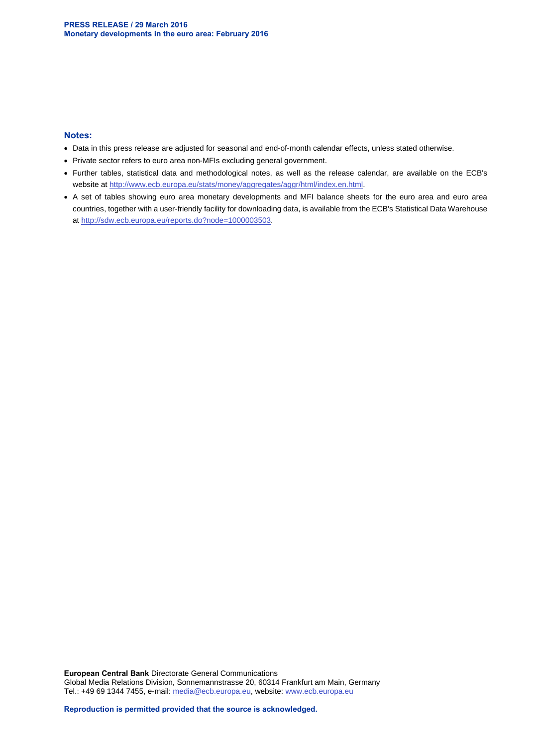## Notes:

- Data in this press release are adjusted for seasonal and end-of-month calendar effects, unless stated otherwise.
- Private sector refers to euro area non-MFIs excluding general government.
- Further tables, statistical data and methodological notes, as well as the release calendar, are available on the ECB's website at http://www.ecb.europa.eu/stats/money/aggregates/aggr/html/index.en.html.
- A set of tables showing euro area monetary developments and MFI balance sheets for the euro area and euro area countries, together with a user-friendly facility for downloading data, is available from the ECB's Statistical Data Warehouse at http://sdw.ecb.europa.eu/reports.do?node=1000003503.

**European Central Bank** Directorate General Communications
Global Media Relations Division, Sonnemannstrasse 20, 60314 Frankfurt am Main, Germany
Tel.: +49 69 1344 7455, e-mail: media@ecb.europa.eu, website: www.ecb.europa.eu

**Reproduction is permitted provided that the source is acknowledged.**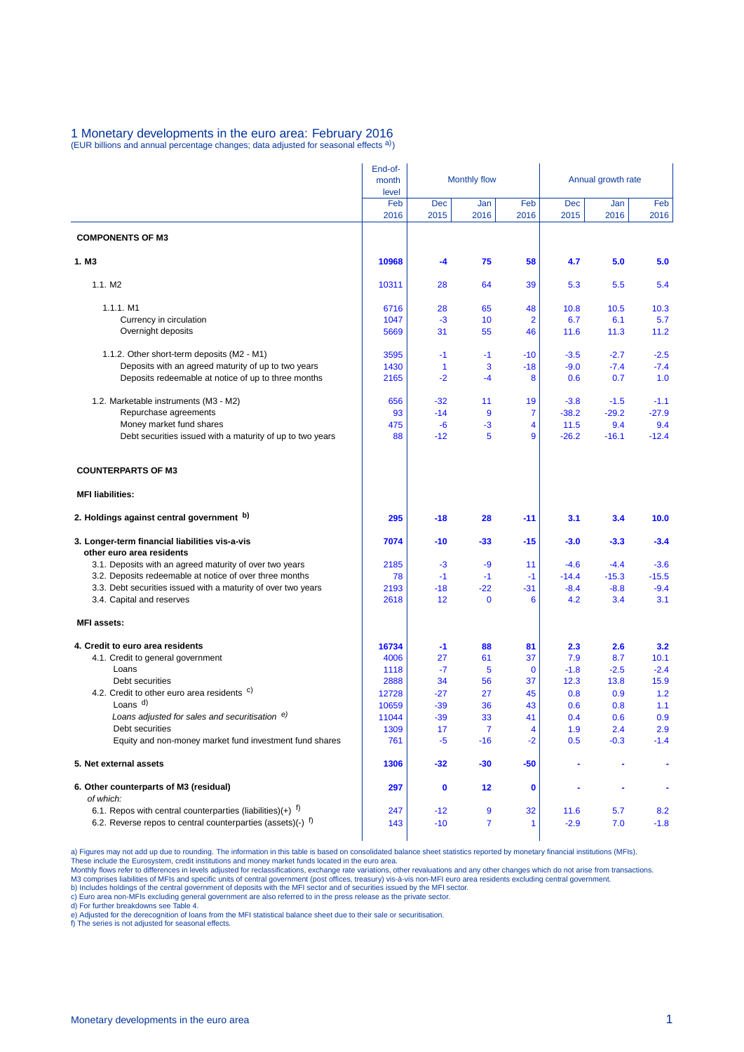# 1 Monetary developments in the euro area: February 2016

(EUR billions and annual percentage changes; data adjusted for seasonal effects a))

| | End-of-month level | Monthly flow | | | Annual growth rate | | |
|---|---|---|---|---|---|---|---|
| | Feb 2016 | Dec 2015 | Jan 2016 | Feb 2016 | Dec 2015 | Jan 2016 | Feb 2016 |
| **COMPONENTS OF M3** | | | | | | | |
| **1. M3** | **10968** | **-4** | **75** | **58** | **4.7** | **5.0** | **5.0** |
| 1.1. M2 | 10311 | 28 | 64 | 39 | 5.3 | 5.5 | 5.4 |
| 1.1.1. M1 | 6716 | 28 | 65 | 48 | 10.8 | 10.5 | 10.3 |
| Currency in circulation | 1047 | -3 | 10 | 2 | 6.7 | 6.1 | 5.7 |
| Overnight deposits | 5669 | 31 | 55 | 46 | 11.6 | 11.3 | 11.2 |
| 1.1.2. Other short-term deposits (M2 - M1) | 3595 | -1 | -1 | -10 | -3.5 | -2.7 | -2.5 |
| Deposits with an agreed maturity of up to two years | 1430 | 1 | 3 | -18 | -9.0 | -7.4 | -7.4 |
| Deposits redeemable at notice of up to three months | 2165 | -2 | -4 | 8 | 0.6 | 0.7 | 1.0 |
| 1.2. Marketable instruments (M3 - M2) | 656 | -32 | 11 | 19 | -3.8 | -1.5 | -1.1 |
| Repurchase agreements | 93 | -14 | 9 | 7 | -38.2 | -29.2 | -27.9 |
| Money market fund shares | 475 | -6 | -3 | 4 | 11.5 | 9.4 | 9.4 |
| Debt securities issued with a maturity of up to two years | 88 | -12 | 5 | 9 | -26.2 | -16.1 | -12.4 |
| **COUNTERPARTS OF M3** | | | | | | | |
| **MFI liabilities:** | | | | | | | |
| **2. Holdings against central government b)** | **295** | **-18** | **28** | **-11** | **3.1** | **3.4** | **10.0** |
| **3. Longer-term financial liabilities vis-a-vis other euro area residents** | **7074** | **-10** | **-33** | **-15** | **-3.0** | **-3.3** | **-3.4** |
| 3.1. Deposits with an agreed maturity of over two years | 2185 | -3 | -9 | 11 | -4.6 | -4.4 | -3.6 |
| 3.2. Deposits redeemable at notice of over three months | 78 | -1 | -1 | -1 | -14.4 | -15.3 | -15.5 |
| 3.3. Debt securities issued with a maturity of over two years | 2193 | -18 | -22 | -31 | -8.4 | -8.8 | -9.4 |
| 3.4. Capital and reserves | 2618 | 12 | 0 | 6 | 4.2 | 3.4 | 3.1 |
| **MFI assets:** | | | | | | | |
| **4. Credit to euro area residents** | **16734** | **-1** | **88** | **81** | **2.3** | **2.6** | **3.2** |
| 4.1. Credit to general government | 4006 | 27 | 61 | 37 | 7.9 | 8.7 | 10.1 |
| Loans | 1118 | -7 | 5 | 0 | -1.8 | -2.5 | -2.4 |
| Debt securities | 2888 | 34 | 56 | 37 | 12.3 | 13.8 | 15.9 |
| 4.2. Credit to other euro area residents c) | 12728 | -27 | 27 | 45 | 0.8 | 0.9 | 1.2 |
| Loans d) | 10659 | -39 | 36 | 43 | 0.6 | 0.8 | 1.1 |
| *Loans adjusted for sales and securitisation e)* | 11044 | -39 | 33 | 41 | 0.4 | 0.6 | 0.9 |
| Debt securities | 1309 | 17 | 7 | 4 | 1.9 | 2.4 | 2.9 |
| Equity and non-money market fund investment fund shares | 761 | -5 | -16 | -2 | 0.5 | -0.3 | -1.4 |
| **5. Net external assets** | **1306** | **-32** | **-30** | **-50** | **-** | **-** | **-** |
| **6. Other counterparts of M3 (residual)** *of which:* | **297** | **0** | **12** | **0** | **-** | **-** | **-** |
| 6.1. Repos with central counterparties (liabilities)(+) f) | 247 | -12 | 9 | 32 | 11.6 | 5.7 | 8.2 |
| 6.2. Reverse repos to central counterparties (assets)(-) f) | 143 | -10 | 7 | 1 | -2.9 | 7.0 | -1.8 |

a) Figures may not add up due to rounding. The information in this table is based on consolidated balance sheet statistics reported by monetary financial institutions (MFIs).
These include the Eurosystem, credit institutions and money market funds located in the euro area.
Monthly flows refer to differences in levels adjusted for reclassifications, exchange rate variations, other revaluations and any other changes which do not arise from transactions.
M3 comprises liabilities of MFIs and specific units of central government (post offices, treasury) vis-à-vis non-MFI euro area residents excluding central government.
b) Includes holdings of the central government of deposits with the MFI sector and of securities issued by the MFI sector.
c) Euro area non-MFIs excluding general government are also referred to in the press release as the private sector.
d) For further breakdowns see Table 4.
e) Adjusted for the derecognition of loans from the MFI statistical balance sheet due to their sale or securitisation.
f) The series is not adjusted for seasonal effects.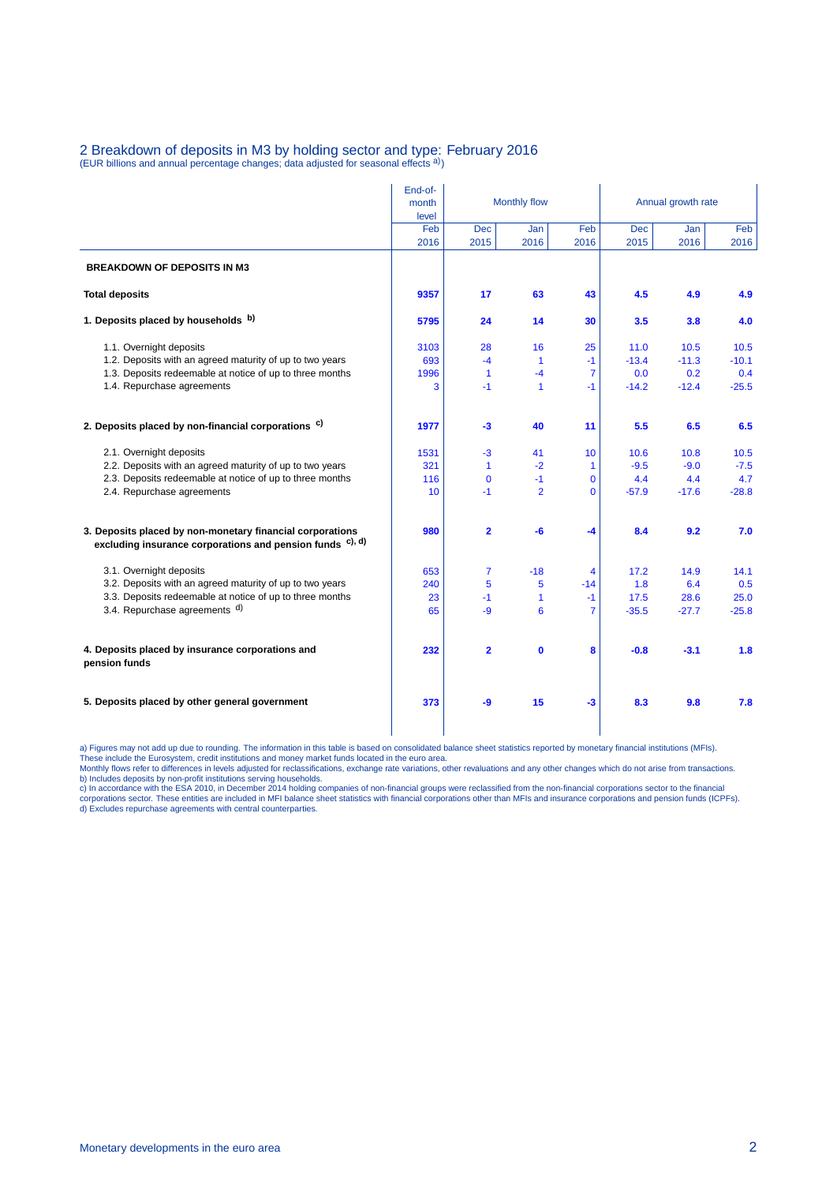## 2 Breakdown of deposits in M3 by holding sector and type: February 2016

(EUR billions and annual percentage changes; data adjusted for seasonal effects [a])

| | End-of-month level | Monthly flow | | | Annual growth rate | | |
|---|---|---|---|---|---|---|---|
| | Feb 2016 | Dec 2015 | Jan 2016 | Feb 2016 | Dec 2015 | Jan 2016 | Feb 2016 |
| **BREAKDOWN OF DEPOSITS IN M3** | | | | | | | |
| **Total deposits** | **9357** | **17** | **63** | **43** | **4.5** | **4.9** | **4.9** |
| **1. Deposits placed by households [b]** | **5795** | **24** | **14** | **30** | **3.5** | **3.8** | **4.0** |
| 1.1. Overnight deposits | 3103 | 28 | 16 | 25 | 11.0 | 10.5 | 10.5 |
| 1.2. Deposits with an agreed maturity of up to two years | 693 | -4 | 1 | -1 | -13.4 | -11.3 | -10.1 |
| 1.3. Deposits redeemable at notice of up to three months | 1996 | 1 | -4 | 7 | 0.0 | 0.2 | 0.4 |
| 1.4. Repurchase agreements | 3 | -1 | 1 | -1 | -14.2 | -12.4 | -25.5 |
| **2. Deposits placed by non-financial corporations [c]** | **1977** | **-3** | **40** | **11** | **5.5** | **6.5** | **6.5** |
| 2.1. Overnight deposits | 1531 | -3 | 41 | 10 | 10.6 | 10.8 | 10.5 |
| 2.2. Deposits with an agreed maturity of up to two years | 321 | 1 | -2 | 1 | -9.5 | -9.0 | -7.5 |
| 2.3. Deposits redeemable at notice of up to three months | 116 | 0 | -1 | 0 | 4.4 | 4.4 | 4.7 |
| 2.4. Repurchase agreements | 10 | -1 | 2 | 0 | -57.9 | -17.6 | -28.8 |
| **3. Deposits placed by non-monetary financial corporations excluding insurance corporations and pension funds [c), d)]** | **980** | **2** | **-6** | **-4** | **8.4** | **9.2** | **7.0** |
| 3.1. Overnight deposits | 653 | 7 | -18 | 4 | 17.2 | 14.9 | 14.1 |
| 3.2. Deposits with an agreed maturity of up to two years | 240 | 5 | 5 | -14 | 1.8 | 6.4 | 0.5 |
| 3.3. Deposits redeemable at notice of up to three months | 23 | -1 | 1 | -1 | 17.5 | 28.6 | 25.0 |
| 3.4. Repurchase agreements [d] | 65 | -9 | 6 | 7 | -35.5 | -27.7 | -25.8 |
| **4. Deposits placed by insurance corporations and pension funds** | **232** | **2** | **0** | **8** | **-0.8** | **-3.1** | **1.8** |
| **5. Deposits placed by other general government** | **373** | **-9** | **15** | **-3** | **8.3** | **9.8** | **7.8** |

a) Figures may not add up due to rounding. The information in this table is based on consolidated balance sheet statistics reported by monetary financial institutions (MFIs). These include the Eurosystem, credit institutions and money market funds located in the euro area.
Monthly flows refer to differences in levels adjusted for reclassifications, exchange rate variations, other revaluations and any other changes which do not arise from transactions.
b) Includes deposits by non-profit institutions serving households.
c) In accordance with the ESA 2010, in December 2014 holding companies of non-financial groups were reclassified from the non-financial corporations sector to the financial corporations sector. These entities are included in MFI balance sheet statistics with financial corporations other than MFIs and insurance corporations and pension funds (ICPFs).
d) Excludes repurchase agreements with central counterparties.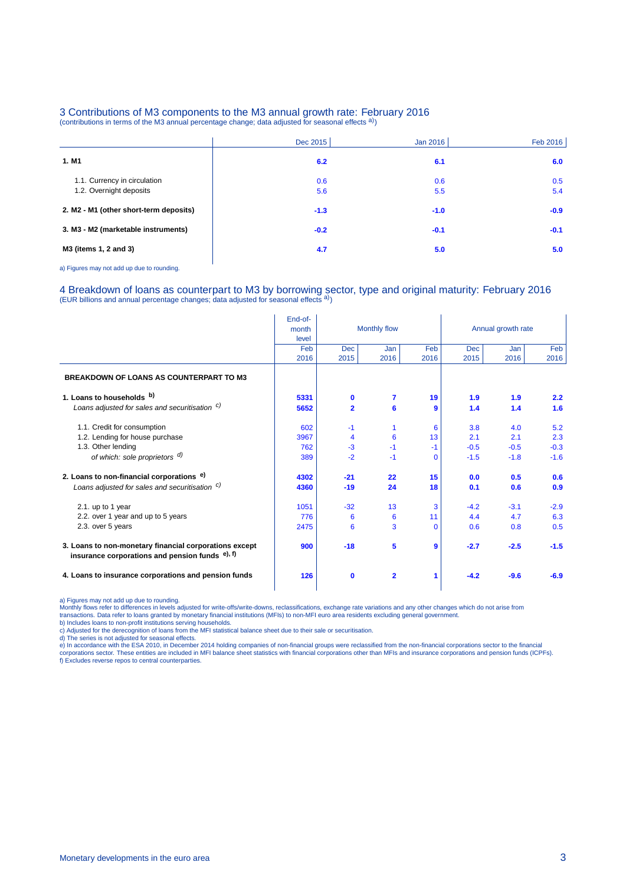## 3 Contributions of M3 components to the M3 annual growth rate: February 2016

(contributions in terms of the M3 annual percentage change; data adjusted for seasonal effects [a)])

| | Dec 2015 | Jan 2016 | Feb 2016 |
|---|---|---|---|
| **1. M1** | **6.2** | **6.1** | **6.0** |
| 1.1. Currency in circulation | 0.6 | 0.6 | 0.5 |
| 1.2. Overnight deposits | 5.6 | 5.5 | 5.4 |
| **2. M2 - M1 (other short-term deposits)** | **-1.3** | **-1.0** | **-0.9** |
| **3. M3 - M2 (marketable instruments)** | **-0.2** | **-0.1** | **-0.1** |
| **M3 (items 1, 2 and 3)** | **4.7** | **5.0** | **5.0** |

a) Figures may not add up due to rounding.

## 4 Breakdown of loans as counterpart to M3 by borrowing sector, type and original maturity: February 2016

(EUR billions and annual percentage changes; data adjusted for seasonal effects [a)])

| | End-of-month level | Monthly flow | | | Annual growth rate | | |
|---|---|---|---|---|---|---|---|
| | Feb 2016 | Dec 2015 | Jan 2016 | Feb 2016 | Dec 2015 | Jan 2016 | Feb 2016 |
| **BREAKDOWN OF LOANS AS COUNTERPART TO M3** | | | | | | | |
| **1. Loans to households [b)]** | **5331** | **0** | **7** | **19** | **1.9** | **1.9** | **2.2** |
| *Loans adjusted for sales and securitisation [c)]* | **5652** | **2** | **6** | **9** | **1.4** | **1.4** | **1.6** |
| 1.1. Credit for consumption | 602 | -1 | 1 | 6 | 3.8 | 4.0 | 5.2 |
| 1.2. Lending for house purchase | 3967 | 4 | 6 | 13 | 2.1 | 2.1 | 2.3 |
| 1.3. Other lending | 762 | -3 | -1 | -1 | -0.5 | -0.5 | -0.3 |
| *of which: sole proprietors [d)]* | 389 | -2 | -1 | 0 | -1.5 | -1.8 | -1.6 |
| **2. Loans to non-financial corporations [e)]** | **4302** | **-21** | **22** | **15** | **0.0** | **0.5** | **0.6** |
| *Loans adjusted for sales and securitisation [c)]* | **4360** | **-19** | **24** | **18** | **0.1** | **0.6** | **0.9** |
| 2.1. up to 1 year | 1051 | -32 | 13 | 3 | -4.2 | -3.1 | -2.9 |
| 2.2. over 1 year and up to 5 years | 776 | 6 | 6 | 11 | 4.4 | 4.7 | 6.3 |
| 2.3. over 5 years | 2475 | 6 | 3 | 0 | 0.6 | 0.8 | 0.5 |
| **3. Loans to non-monetary financial corporations except insurance corporations and pension funds [e), f)]** | **900** | **-18** | **5** | **9** | **-2.7** | **-2.5** | **-1.5** |
| **4. Loans to insurance corporations and pension funds** | **126** | **0** | **2** | **1** | **-4.2** | **-9.6** | **-6.9** |

a) Figures may not add up due to rounding.
Monthly flows refer to differences in levels adjusted for write-offs/write-downs, reclassifications, exchange rate variations and any other changes which do not arise from transactions. Data refer to loans granted by monetary financial institutions (MFIs) to non-MFI euro area residents excluding general government.
b) Includes loans to non-profit institutions serving households.
c) Adjusted for the derecognition of loans from the MFI statistical balance sheet due to their sale or securitisation.
d) The series is not adjusted for seasonal effects.
e) In accordance with the ESA 2010, in December 2014 holding companies of non-financial groups were reclassified from the non-financial corporations sector to the financial corporations sector. These entities are included in MFI balance sheet statistics with financial corporations other than MFIs and insurance corporations and pension funds (ICPFs).
f) Excludes reverse repos to central counterparties.